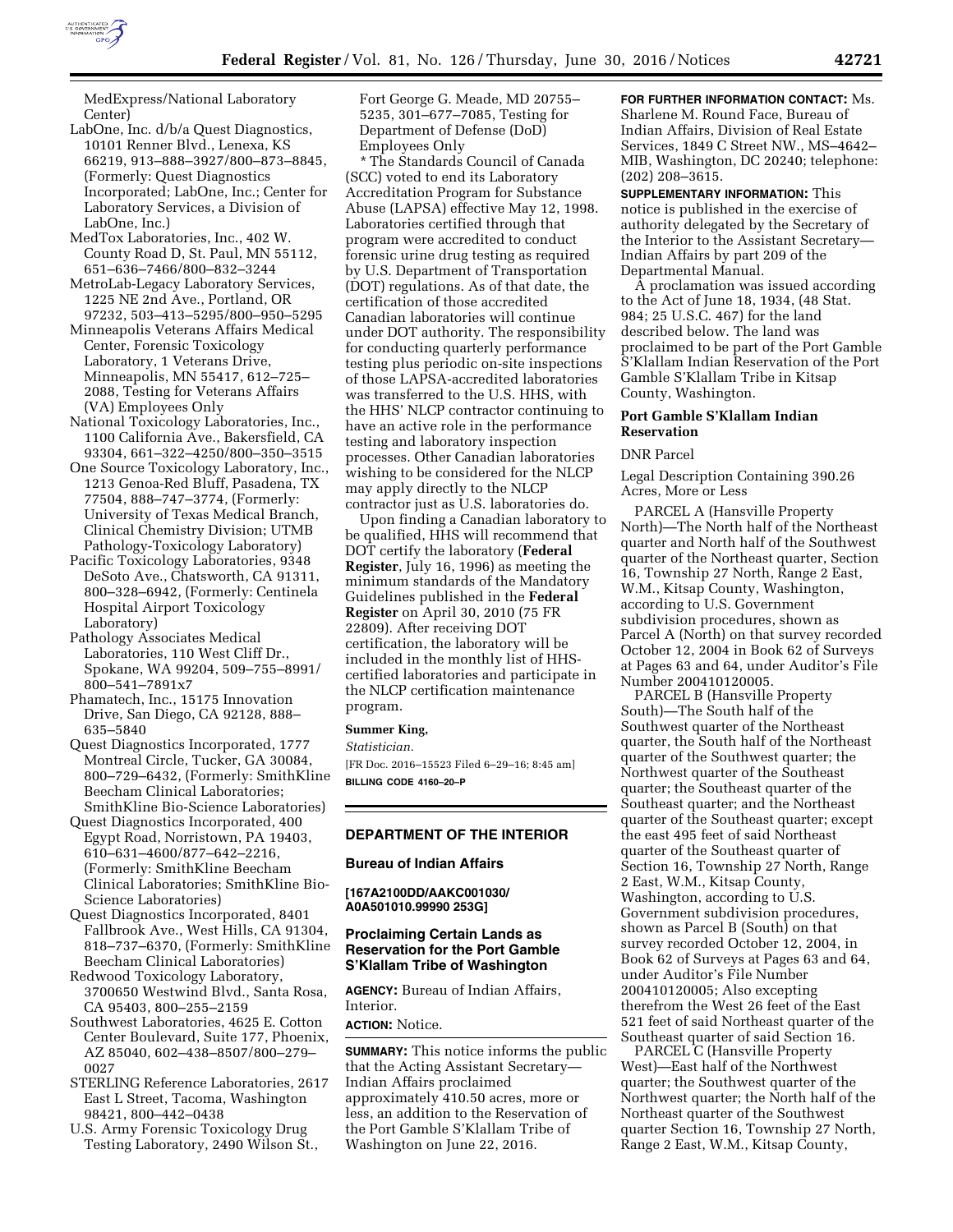MedExpress/National Laboratory Center)

LabOne, Inc. d/b/a Quest Diagnostics, 10101 Renner Blvd., Lenexa, KS 66219, 913–888–3927/800–873–8845, (Formerly: Quest Diagnostics Incorporated; LabOne, Inc.; Center for Laboratory Services, a Division of LabOne, Inc.)

MedTox Laboratories, Inc., 402 W. County Road D, St. Paul, MN 55112, 651–636–7466/800–832–3244

MetroLab-Legacy Laboratory Services, 1225 NE 2nd Ave., Portland, OR 97232, 503–413–5295/800–950–5295

Minneapolis Veterans Affairs Medical Center, Forensic Toxicology Laboratory, 1 Veterans Drive, Minneapolis, MN 55417, 612–725–2088, Testing for Veterans Affairs (VA) Employees Only

National Toxicology Laboratories, Inc., 1100 California Ave., Bakersfield, CA 93304, 661–322–4250/800–350–3515

One Source Toxicology Laboratory, Inc., 1213 Genoa-Red Bluff, Pasadena, TX 77504, 888–747–3774, (Formerly: University of Texas Medical Branch, Clinical Chemistry Division; UTMB Pathology-Toxicology Laboratory)

Pacific Toxicology Laboratories, 9348 DeSoto Ave., Chatsworth, CA 91311, 800–328–6942, (Formerly: Centinela Hospital Airport Toxicology Laboratory)

Pathology Associates Medical Laboratories, 110 West Cliff Dr., Spokane, WA 99204, 509–755–8991/800–541–7891x7

Phamatech, Inc., 15175 Innovation Drive, San Diego, CA 92128, 888–635–5840

Quest Diagnostics Incorporated, 1777 Montreal Circle, Tucker, GA 30084, 800–729–6432, (Formerly: SmithKline Beecham Clinical Laboratories; SmithKline Bio-Science Laboratories)

Quest Diagnostics Incorporated, 400 Egypt Road, Norristown, PA 19403, 610–631–4600/877–642–2216, (Formerly: SmithKline Beecham Clinical Laboratories; SmithKline Bio-Science Laboratories)

Quest Diagnostics Incorporated, 8401 Fallbrook Ave., West Hills, CA 91304, 818–737–6370, (Formerly: SmithKline Beecham Clinical Laboratories)

Redwood Toxicology Laboratory, 3700650 Westwind Blvd., Santa Rosa, CA 95403, 800–255–2159

Southwest Laboratories, 4625 E. Cotton Center Boulevard, Suite 177, Phoenix, AZ 85040, 602–438–8507/800–279–0027

STERLING Reference Laboratories, 2617 East L Street, Tacoma, Washington 98421, 800–442–0438

U.S. Army Forensic Toxicology Drug Testing Laboratory, 2490 Wilson St., Fort George G. Meade, MD 20755–5235, 301–677–7085, Testing for Department of Defense (DoD) Employees Only

\* The Standards Council of Canada (SCC) voted to end its Laboratory Accreditation Program for Substance Abuse (LAPSA) effective May 12, 1998. Laboratories certified through that program were accredited to conduct forensic urine drug testing as required by U.S. Department of Transportation (DOT) regulations. As of that date, the certification of those accredited Canadian laboratories will continue under DOT authority. The responsibility for conducting quarterly performance testing plus periodic on-site inspections of those LAPSA-accredited laboratories was transferred to the U.S. HHS, with the HHS' NLCP contractor continuing to have an active role in the performance testing and laboratory inspection processes. Other Canadian laboratories wishing to be considered for the NLCP may apply directly to the NLCP contractor just as U.S. laboratories do.

Upon finding a Canadian laboratory to be qualified, HHS will recommend that DOT certify the laboratory (**Federal Register**, July 16, 1996) as meeting the minimum standards of the Mandatory Guidelines published in the **Federal Register** on April 30, 2010 (75 FR 22809). After receiving DOT certification, the laboratory will be included in the monthly list of HHS-certified laboratories and participate in the NLCP certification maintenance program.

**Summer King,**

*Statistician.*

[FR Doc. 2016–15523 Filed 6–29–16; 8:45 am]

**BILLING CODE 4160–20–P**

## DEPARTMENT OF THE INTERIOR

### Bureau of Indian Affairs

**[167A2100DD/AAKC001030/A0A501010.99990 253G]**

### Proclaiming Certain Lands as Reservation for the Port Gamble S'Klallam Tribe of Washington

**AGENCY:** Bureau of Indian Affairs, Interior.

**ACTION:** Notice.

**SUMMARY:** This notice informs the public that the Acting Assistant Secretary—Indian Affairs proclaimed approximately 410.50 acres, more or less, an addition to the Reservation of the Port Gamble S'Klallam Tribe of Washington on June 22, 2016.

**FOR FURTHER INFORMATION CONTACT:** Ms. Sharlene M. Round Face, Bureau of Indian Affairs, Division of Real Estate Services, 1849 C Street NW., MS–4642–MIB, Washington, DC 20240; telephone: (202) 208–3615.

**SUPPLEMENTARY INFORMATION:** This notice is published in the exercise of authority delegated by the Secretary of the Interior to the Assistant Secretary—Indian Affairs by part 209 of the Departmental Manual.

A proclamation was issued according to the Act of June 18, 1934, (48 Stat. 984; 25 U.S.C. 467) for the land described below. The land was proclaimed to be part of the Port Gamble S'Klallam Indian Reservation of the Port Gamble S'Klallam Tribe in Kitsap County, Washington.

#### Port Gamble S'Klallam Indian Reservation

DNR Parcel

Legal Description Containing 390.26 Acres, More or Less

PARCEL A (Hansville Property North)—The North half of the Northeast quarter and North half of the Southwest quarter of the Northeast quarter, Section 16, Township 27 North, Range 2 East, W.M., Kitsap County, Washington, according to U.S. Government subdivision procedures, shown as Parcel A (North) on that survey recorded October 12, 2004 in Book 62 of Surveys at Pages 63 and 64, under Auditor's File Number 200410120005.

PARCEL B (Hansville Property South)—The South half of the Southwest quarter of the Northeast quarter, the South half of the Northeast quarter of the Southwest quarter; the Northwest quarter of the Southeast quarter; the Southeast quarter of the Southeast quarter; and the Northeast quarter of the Southeast quarter; except the east 495 feet of said Northeast quarter of the Southeast quarter of Section 16, Township 27 North, Range 2 East, W.M., Kitsap County, Washington, according to U.S. Government subdivision procedures, shown as Parcel B (South) on that survey recorded October 12, 2004, in Book 62 of Surveys at Pages 63 and 64, under Auditor's File Number 200410120005; Also excepting therefrom the West 26 feet of the East 521 feet of said Northeast quarter of the Southeast quarter of said Section 16.

PARCEL C (Hansville Property West)—East half of the Northwest quarter; the Southwest quarter of the Northwest quarter; the North half of the Northeast quarter of the Southwest quarter Section 16, Township 27 North, Range 2 East, W.M., Kitsap County,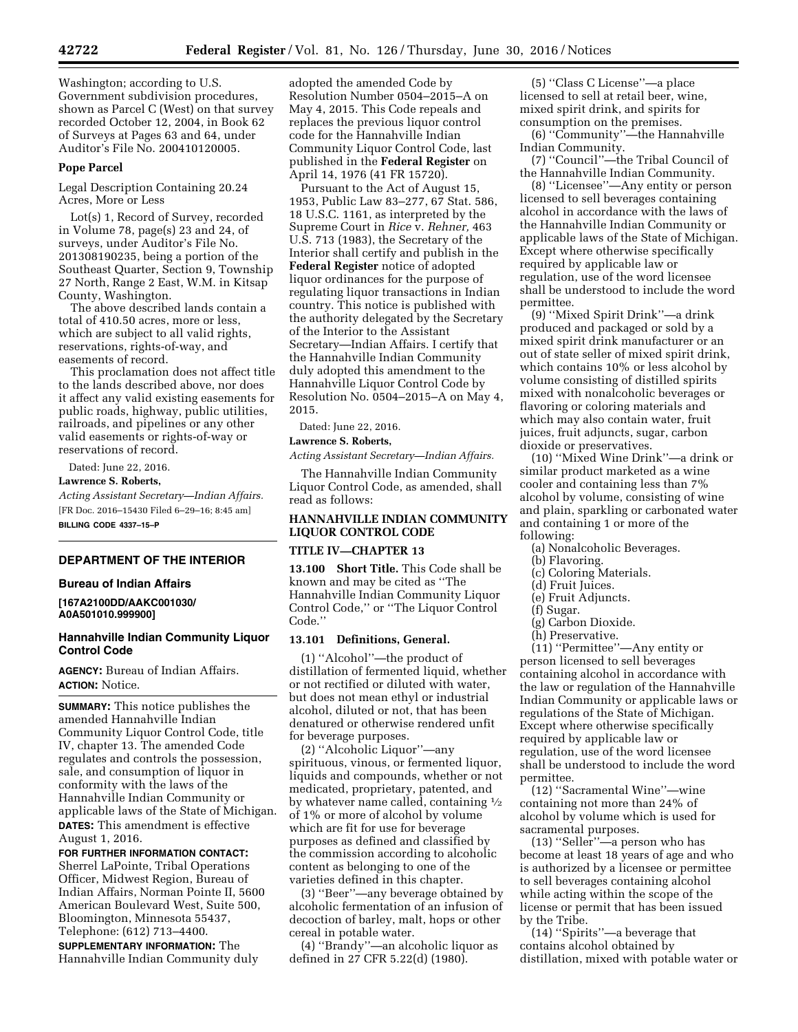Washington; according to U.S. Government subdivision procedures, shown as Parcel C (West) on that survey recorded October 12, 2004, in Book 62 of Surveys at Pages 63 and 64, under Auditor's File No. 200410120005.

**Pope Parcel**

Legal Description Containing 20.24 Acres, More or Less

Lot(s) 1, Record of Survey, recorded in Volume 78, page(s) 23 and 24, of surveys, under Auditor's File No. 201308190235, being a portion of the Southeast Quarter, Section 9, Township 27 North, Range 2 East, W.M. in Kitsap County, Washington.

The above described lands contain a total of 410.50 acres, more or less, which are subject to all valid rights, reservations, rights-of-way, and easements of record.

This proclamation does not affect title to the lands described above, nor does it affect any valid existing easements for public roads, highway, public utilities, railroads, and pipelines or any other valid easements or rights-of-way or reservations of record.

Dated: June 22, 2016.

**Lawrence S. Roberts,**

*Acting Assistant Secretary—Indian Affairs.*

[FR Doc. 2016–15430 Filed 6–29–16; 8:45 am]

**BILLING CODE 4337–15–P**

## DEPARTMENT OF THE INTERIOR

### Bureau of Indian Affairs

**[167A2100DD/AAKC001030/A0A501010.999900]**

### Hannahville Indian Community Liquor Control Code

**AGENCY:** Bureau of Indian Affairs.

**ACTION:** Notice.

**SUMMARY:** This notice publishes the amended Hannahville Indian Community Liquor Control Code, title IV, chapter 13. The amended Code regulates and controls the possession, sale, and consumption of liquor in conformity with the laws of the Hannahville Indian Community or applicable laws of the State of Michigan.

**DATES:** This amendment is effective August 1, 2016.

**FOR FURTHER INFORMATION CONTACT:** Sherrel LaPointe, Tribal Operations Officer, Midwest Region, Bureau of Indian Affairs, Norman Pointe II, 5600 American Boulevard West, Suite 500, Bloomington, Minnesota 55437, Telephone: (612) 713–4400.

**SUPPLEMENTARY INFORMATION:** The Hannahville Indian Community duly adopted the amended Code by Resolution Number 0504–2015–A on May 4, 2015. This Code repeals and replaces the previous liquor control code for the Hannahville Indian Community Liquor Control Code, last published in the **Federal Register** on April 14, 1976 (41 FR 15720).

Pursuant to the Act of August 15, 1953, Public Law 83–277, 67 Stat. 586, 18 U.S.C. 1161, as interpreted by the Supreme Court in *Rice* v. *Rehner,* 463 U.S. 713 (1983), the Secretary of the Interior shall certify and publish in the **Federal Register** notice of adopted liquor ordinances for the purpose of regulating liquor transactions in Indian country. This notice is published with the authority delegated by the Secretary of the Interior to the Assistant Secretary—Indian Affairs. I certify that the Hannahville Indian Community duly adopted this amendment to the Hannahville Liquor Control Code by Resolution No. 0504–2015–A on May 4, 2015.

Dated: June 22, 2016.

**Lawrence S. Roberts,**

*Acting Assistant Secretary—Indian Affairs.*

The Hannahville Indian Community Liquor Control Code, as amended, shall read as follows:

## HANNAHVILLE INDIAN COMMUNITY LIQUOR CONTROL CODE

### TITLE IV—CHAPTER 13

**13.100 Short Title.** This Code shall be known and may be cited as "The Hannahville Indian Community Liquor Control Code," or "The Liquor Control Code."

**13.101 Definitions, General.**

(1) "Alcohol"—the product of distillation of fermented liquid, whether or not rectified or diluted with water, but does not mean ethyl or industrial alcohol, diluted or not, that has been denatured or otherwise rendered unfit for beverage purposes.

(2) "Alcoholic Liquor"—any spirituous, vinous, or fermented liquor, liquids and compounds, whether or not medicated, proprietary, patented, and by whatever name called, containing ½ of 1% or more of alcohol by volume which are fit for use for beverage purposes as defined and classified by the commission according to alcoholic content as belonging to one of the varieties defined in this chapter.

(3) "Beer"—any beverage obtained by alcoholic fermentation of an infusion of decoction of barley, malt, hops or other cereal in potable water.

(4) "Brandy"—an alcoholic liquor as defined in 27 CFR 5.22(d) (1980).

(5) "Class C License"—a place licensed to sell at retail beer, wine, mixed spirit drink, and spirits for consumption on the premises.

(6) "Community"—the Hannahville Indian Community.

(7) "Council"—the Tribal Council of the Hannahville Indian Community.

(8) "Licensee"—Any entity or person licensed to sell beverages containing alcohol in accordance with the laws of the Hannahville Indian Community or applicable laws of the State of Michigan. Except where otherwise specifically required by applicable law or regulation, use of the word licensee shall be understood to include the word permittee.

(9) "Mixed Spirit Drink"—a drink produced and packaged or sold by a mixed spirit drink manufacturer or an out of state seller of mixed spirit drink, which contains 10% or less alcohol by volume consisting of distilled spirits mixed with nonalcoholic beverages or flavoring or coloring materials and which may also contain water, fruit juices, fruit adjuncts, sugar, carbon dioxide or preservatives.

(10) "Mixed Wine Drink"—a drink or similar product marketed as a wine cooler and containing less than 7% alcohol by volume, consisting of wine and plain, sparkling or carbonated water and containing 1 or more of the following:

(a) Nonalcoholic Beverages.
(b) Flavoring.
(c) Coloring Materials.
(d) Fruit Juices.
(e) Fruit Adjuncts.
(f) Sugar.
(g) Carbon Dioxide.
(h) Preservative.

(11) "Permittee"—Any entity or person licensed to sell beverages containing alcohol in accordance with the law or regulation of the Hannahville Indian Community or applicable laws or regulations of the State of Michigan. Except where otherwise specifically required by applicable law or regulation, use of the word licensee shall be understood to include the word permittee.

(12) "Sacramental Wine"—wine containing not more than 24% of alcohol by volume which is used for sacramental purposes.

(13) "Seller"—a person who has become at least 18 years of age and who is authorized by a licensee or permittee to sell beverages containing alcohol while acting within the scope of the license or permit that has been issued by the Tribe.

(14) "Spirits"—a beverage that contains alcohol obtained by distillation, mixed with potable water or